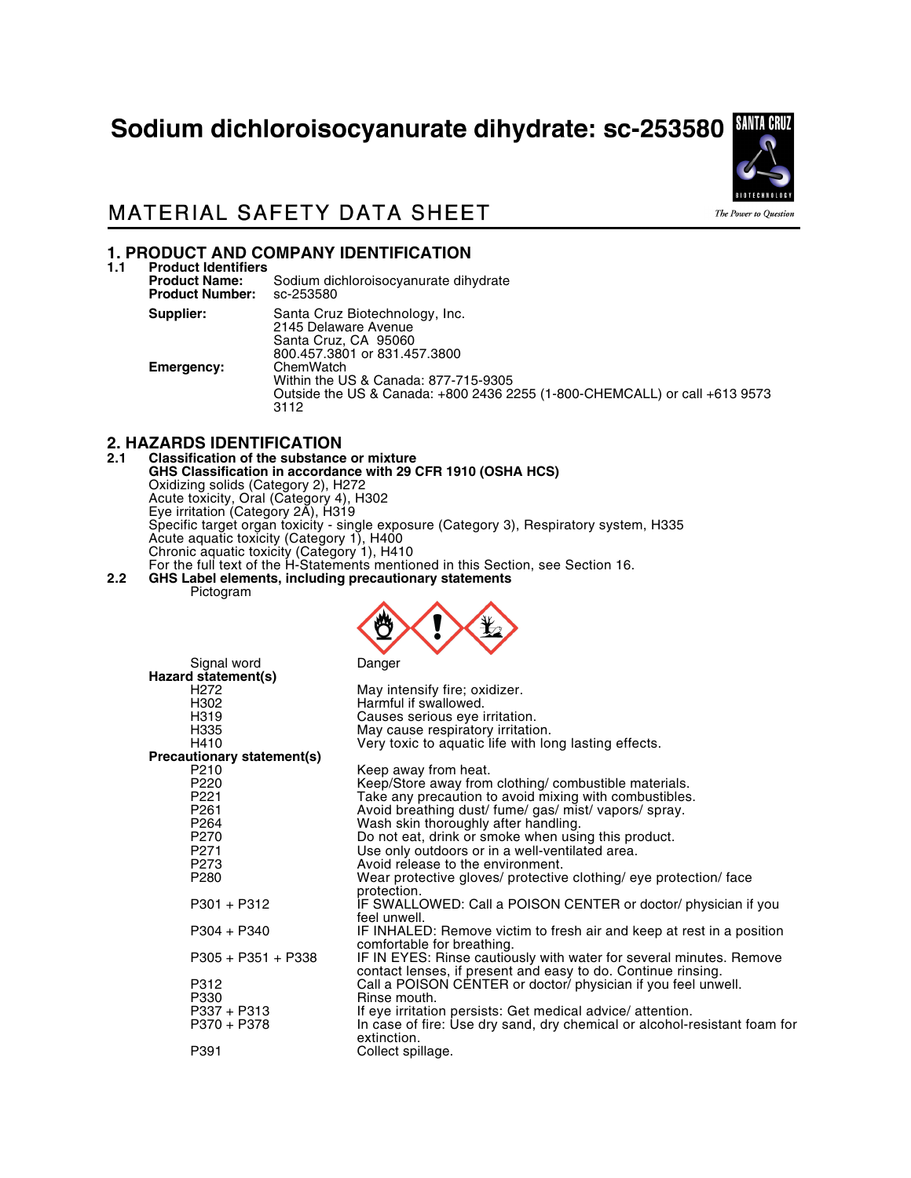# Sodium dichloroisocyanurate dihydrate: sc-253580

## MATERIAL SAFETY DATA SHEET

## 1. PRODUCT AND COMPANY IDENTIFICATION

**1.1 Product Identifiers**

**Product Name:** Sodium dichloroisocyanurate dihydrate
**Product Number:** sc-253580

**Supplier:** Santa Cruz Biotechnology, Inc.
2145 Delaware Avenue
Santa Cruz, CA 95060
800.457.3801 or 831.457.3800

**Emergency:** ChemWatch
Within the US & Canada: 877-715-9305
Outside the US & Canada: +800 2436 2255 (1-800-CHEMCALL) or call +613 9573 3112

## 2. HAZARDS IDENTIFICATION

**2.1 Classification of the substance or mixture**

**GHS Classification in accordance with 29 CFR 1910 (OSHA HCS)**

Oxidizing solids (Category 2), H272
Acute toxicity, Oral (Category 4), H302
Eye irritation (Category 2A), H319
Specific target organ toxicity - single exposure (Category 3), Respiratory system, H335
Acute aquatic toxicity (Category 1), H400
Chronic aquatic toxicity (Category 1), H410
For the full text of the H-Statements mentioned in this Section, see Section 16.

**2.2 GHS Label elements, including precautionary statements**

Pictogram

Signal word: Danger

**Hazard statement(s)**

| Code | Statement |
|---|---|
| H272 | May intensify fire; oxidizer. |
| H302 | Harmful if swallowed. |
| H319 | Causes serious eye irritation. |
| H335 | May cause respiratory irritation. |
| H410 | Very toxic to aquatic life with long lasting effects. |

**Precautionary statement(s)**

| Code | Statement |
|---|---|
| P210 | Keep away from heat. |
| P220 | Keep/Store away from clothing/ combustible materials. |
| P221 | Take any precaution to avoid mixing with combustibles. |
| P261 | Avoid breathing dust/ fume/ gas/ mist/ vapors/ spray. |
| P264 | Wash skin thoroughly after handling. |
| P270 | Do not eat, drink or smoke when using this product. |
| P271 | Use only outdoors or in a well-ventilated area. |
| P273 | Avoid release to the environment. |
| P280 | Wear protective gloves/ protective clothing/ eye protection/ face protection. |
| P301 + P312 | IF SWALLOWED: Call a POISON CENTER or doctor/ physician if you feel unwell. |
| P304 + P340 | IF INHALED: Remove victim to fresh air and keep at rest in a position comfortable for breathing. |
| P305 + P351 + P338 | IF IN EYES: Rinse cautiously with water for several minutes. Remove contact lenses, if present and easy to do. Continue rinsing. |
| P312 | Call a POISON CENTER or doctor/ physician if you feel unwell. |
| P330 | Rinse mouth. |
| P337 + P313 | If eye irritation persists: Get medical advice/ attention. |
| P370 + P378 | In case of fire: Use dry sand, dry chemical or alcohol-resistant foam for extinction. |
| P391 | Collect spillage. |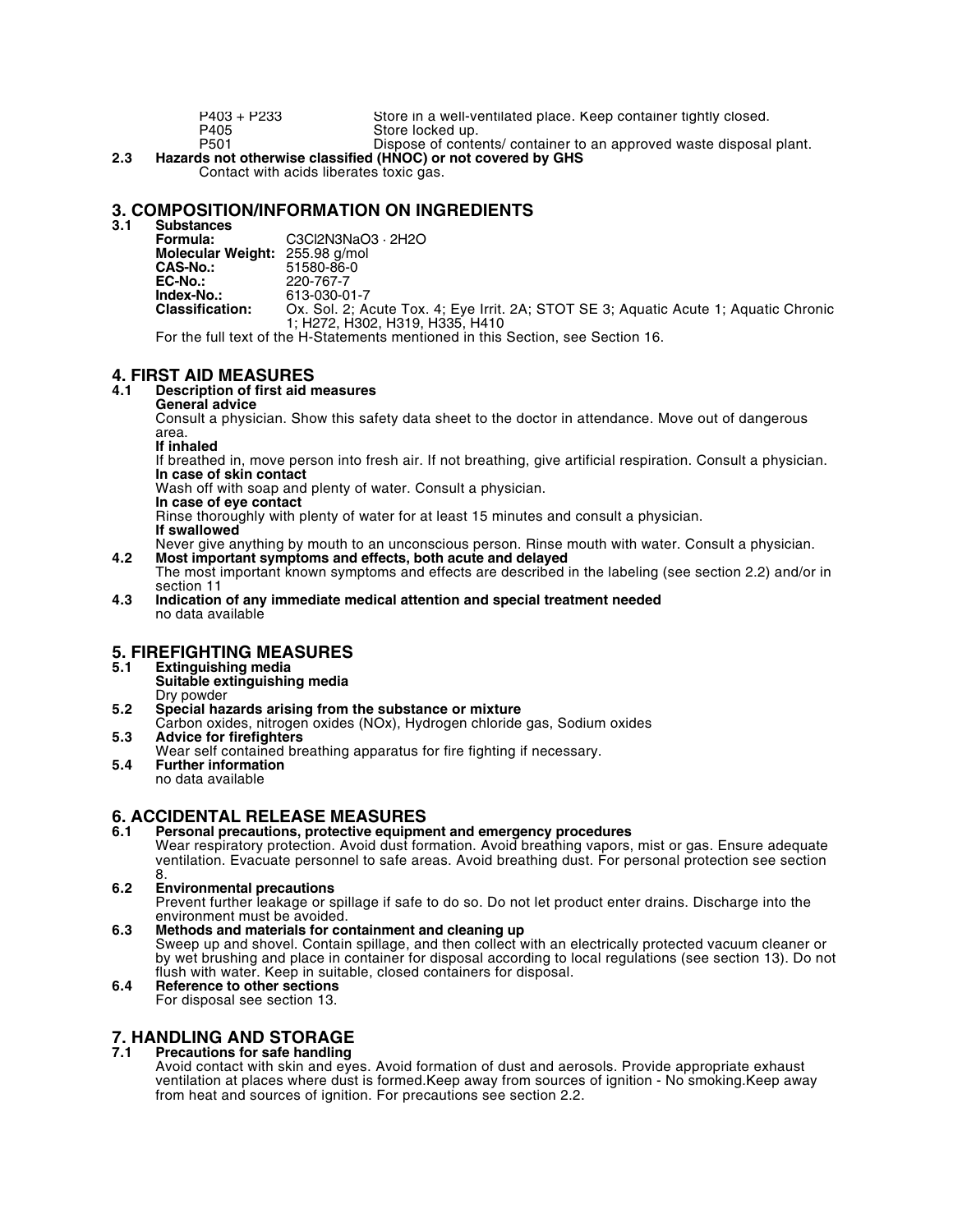| | |
|---|---|
| P403 + P233 | Store in a well-ventilated place. Keep container tightly closed. |
| P405 | Store locked up. |
| P501 | Dispose of contents/ container to an approved waste disposal plant. |

**2.3 Hazards not otherwise classified (HNOC) or not covered by GHS**

Contact with acids liberates toxic gas.

## 3. COMPOSITION/INFORMATION ON INGREDIENTS

**3.1 Substances**

**Formula:** $C_3Cl_2N_3NaO_3 \cdot 2H_2O$
**Molecular Weight:** 255.98 g/mol
**CAS-No.:** 51580-86-0
**EC-No.:** 220-767-7
**Index-No.:** 613-030-01-7
**Classification:** Ox. Sol. 2; Acute Tox. 4; Eye Irrit. 2A; STOT SE 3; Aquatic Acute 1; Aquatic Chronic 1; H272, H302, H319, H335, H410

For the full text of the H-Statements mentioned in this Section, see Section 16.

## 4. FIRST AID MEASURES

**4.1 Description of first aid measures**

**General advice**
Consult a physician. Show this safety data sheet to the doctor in attendance. Move out of dangerous area.

**If inhaled**
If breathed in, move person into fresh air. If not breathing, give artificial respiration. Consult a physician.

**In case of skin contact**
Wash off with soap and plenty of water. Consult a physician.

**In case of eye contact**
Rinse thoroughly with plenty of water for at least 15 minutes and consult a physician.

**If swallowed**
Never give anything by mouth to an unconscious person. Rinse mouth with water. Consult a physician.

**4.2 Most important symptoms and effects, both acute and delayed**

The most important known symptoms and effects are described in the labeling (see section 2.2) and/or in section 11

**4.3 Indication of any immediate medical attention and special treatment needed**

no data available

## 5. FIREFIGHTING MEASURES

**5.1 Extinguishing media**

**Suitable extinguishing media**
Dry powder

**5.2 Special hazards arising from the substance or mixture**

Carbon oxides, nitrogen oxides (NOx), Hydrogen chloride gas, Sodium oxides

**5.3 Advice for firefighters**

Wear self contained breathing apparatus for fire fighting if necessary.

**5.4 Further information**

no data available

## 6. ACCIDENTAL RELEASE MEASURES

**6.1 Personal precautions, protective equipment and emergency procedures**

Wear respiratory protection. Avoid dust formation. Avoid breathing vapors, mist or gas. Ensure adequate ventilation. Evacuate personnel to safe areas. Avoid breathing dust. For personal protection see section 8.

**6.2 Environmental precautions**

Prevent further leakage or spillage if safe to do so. Do not let product enter drains. Discharge into the environment must be avoided.

**6.3 Methods and materials for containment and cleaning up**

Sweep up and shovel. Contain spillage, and then collect with an electrically protected vacuum cleaner or by wet brushing and place in container for disposal according to local regulations (see section 13). Do not flush with water. Keep in suitable, closed containers for disposal.

**6.4 Reference to other sections**

For disposal see section 13.

## 7. HANDLING AND STORAGE

**7.1 Precautions for safe handling**

Avoid contact with skin and eyes. Avoid formation of dust and aerosols. Provide appropriate exhaust ventilation at places where dust is formed.Keep away from sources of ignition - No smoking.Keep away from heat and sources of ignition. For precautions see section 2.2.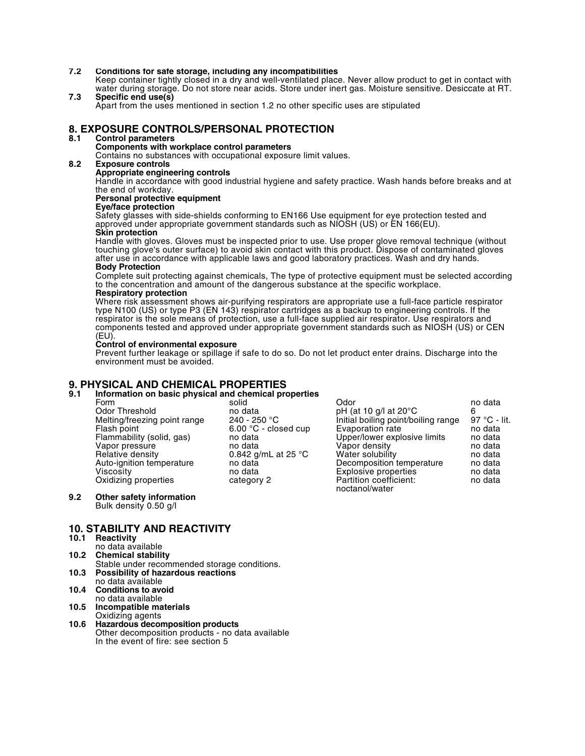**7.2 Conditions for safe storage, including any incompatibilities**

Keep container tightly closed in a dry and well-ventilated place. Never allow product to get in contact with water during storage. Do not store near acids. Store under inert gas. Moisture sensitive. Desiccate at RT.

**7.3 Specific end use(s)**

Apart from the uses mentioned in section 1.2 no other specific uses are stipulated

## 8. EXPOSURE CONTROLS/PERSONAL PROTECTION

**8.1 Control parameters**

**Components with workplace control parameters**

Contains no substances with occupational exposure limit values.

**8.2 Exposure controls**

**Appropriate engineering controls**

Handle in accordance with good industrial hygiene and safety practice. Wash hands before breaks and at the end of workday.

**Personal protective equipment**

**Eye/face protection**

Safety glasses with side-shields conforming to EN166 Use equipment for eye protection tested and approved under appropriate government standards such as NIOSH (US) or EN 166(EU).

**Skin protection**

Handle with gloves. Gloves must be inspected prior to use. Use proper glove removal technique (without touching glove's outer surface) to avoid skin contact with this product. Dispose of contaminated gloves after use in accordance with applicable laws and good laboratory practices. Wash and dry hands.

**Body Protection**

Complete suit protecting against chemicals, The type of protective equipment must be selected according to the concentration and amount of the dangerous substance at the specific workplace.

**Respiratory protection**

Where risk assessment shows air-purifying respirators are appropriate use a full-face particle respirator type N100 (US) or type P3 (EN 143) respirator cartridges as a backup to engineering controls. If the respirator is the sole means of protection, use a full-face supplied air respirator. Use respirators and components tested and approved under appropriate government standards such as NIOSH (US) or CEN (EU).

**Control of environmental exposure**

Prevent further leakage or spillage if safe to do so. Do not let product enter drains. Discharge into the environment must be avoided.

## 9. PHYSICAL AND CHEMICAL PROPERTIES

**9.1 Information on basic physical and chemical properties**

| Property | Value | Property | Value |
|---|---|---|---|
| Form | solid | Odor | no data |
| Odor Threshold | no data | pH (at 10 g/l at 20°C | 6 |
| Melting/freezing point range | 240 - 250 °C | Initial boiling point/boiling range | 97 °C - lit. |
| Flash point | 6.00 °C - closed cup | Evaporation rate | no data |
| Flammability (solid, gas) | no data | Upper/lower explosive limits | no data |
| Vapor pressure | no data | Vapor density | no data |
| Relative density | 0.842 g/mL at 25 °C | Water solubility | no data |
| Auto-ignition temperature | no data | Decomposition temperature | no data |
| Viscosity | no data | Explosive properties | no data |
| Oxidizing properties | category 2 | Partition coefficient: noctanol/water | no data |

**9.2 Other safety information**

Bulk density 0.50 g/l

## 10. STABILITY AND REACTIVITY

**10.1 Reactivity**

no data available

**10.2 Chemical stability**

Stable under recommended storage conditions.

**10.3 Possibility of hazardous reactions**

no data available

**10.4 Conditions to avoid**

no data available

**10.5 Incompatible materials**

Oxidizing agents

**10.6 Hazardous decomposition products**

Other decomposition products - no data available
In the event of fire: see section 5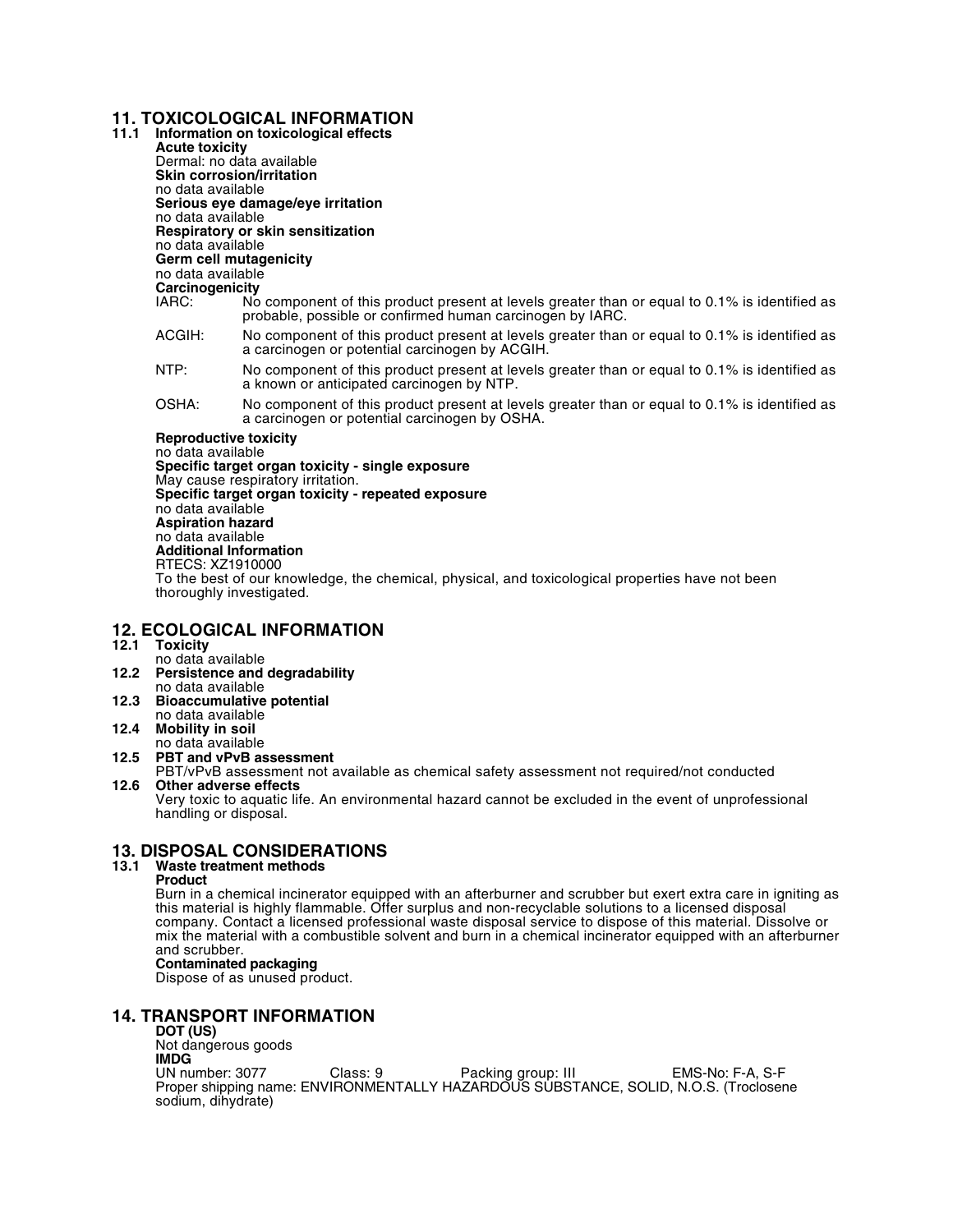## 11. TOXICOLOGICAL INFORMATION

### 11.1 Information on toxicological effects

**Acute toxicity**
Dermal: no data available

**Skin corrosion/irritation**
no data available

**Serious eye damage/eye irritation**
no data available

**Respiratory or skin sensitization**
no data available

**Germ cell mutagenicity**
no data available

**Carcinogenicity**

IARC: No component of this product present at levels greater than or equal to 0.1% is identified as probable, possible or confirmed human carcinogen by IARC.

ACGIH: No component of this product present at levels greater than or equal to 0.1% is identified as a carcinogen or potential carcinogen by ACGIH.

NTP: No component of this product present at levels greater than or equal to 0.1% is identified as a known or anticipated carcinogen by NTP.

OSHA: No component of this product present at levels greater than or equal to 0.1% is identified as a carcinogen or potential carcinogen by OSHA.

**Reproductive toxicity**
no data available

**Specific target organ toxicity - single exposure**
May cause respiratory irritation.

**Specific target organ toxicity - repeated exposure**
no data available

**Aspiration hazard**
no data available

**Additional Information**
RTECS: XZ1910000
To the best of our knowledge, the chemical, physical, and toxicological properties have not been thoroughly investigated.

## 12. ECOLOGICAL INFORMATION

### 12.1 Toxicity
no data available

### 12.2 Persistence and degradability
no data available

### 12.3 Bioaccumulative potential
no data available

### 12.4 Mobility in soil
no data available

### 12.5 PBT and vPvB assessment
PBT/vPvB assessment not available as chemical safety assessment not required/not conducted

### 12.6 Other adverse effects
Very toxic to aquatic life. An environmental hazard cannot be excluded in the event of unprofessional handling or disposal.

## 13. DISPOSAL CONSIDERATIONS

### 13.1 Waste treatment methods

**Product**
Burn in a chemical incinerator equipped with an afterburner and scrubber but exert extra care in igniting as this material is highly flammable. Offer surplus and non-recyclable solutions to a licensed disposal company. Contact a licensed professional waste disposal service to dispose of this material. Dissolve or mix the material with a combustible solvent and burn in a chemical incinerator equipped with an afterburner and scrubber.

**Contaminated packaging**
Dispose of as unused product.

## 14. TRANSPORT INFORMATION

**DOT (US)**
Not dangerous goods

**IMDG**
UN number: 3077 Class: 9 Packing group: III EMS-No: F-A, S-F
Proper shipping name: ENVIRONMENTALLY HAZARDOUS SUBSTANCE, SOLID, N.O.S. (Troclosene sodium, dihydrate)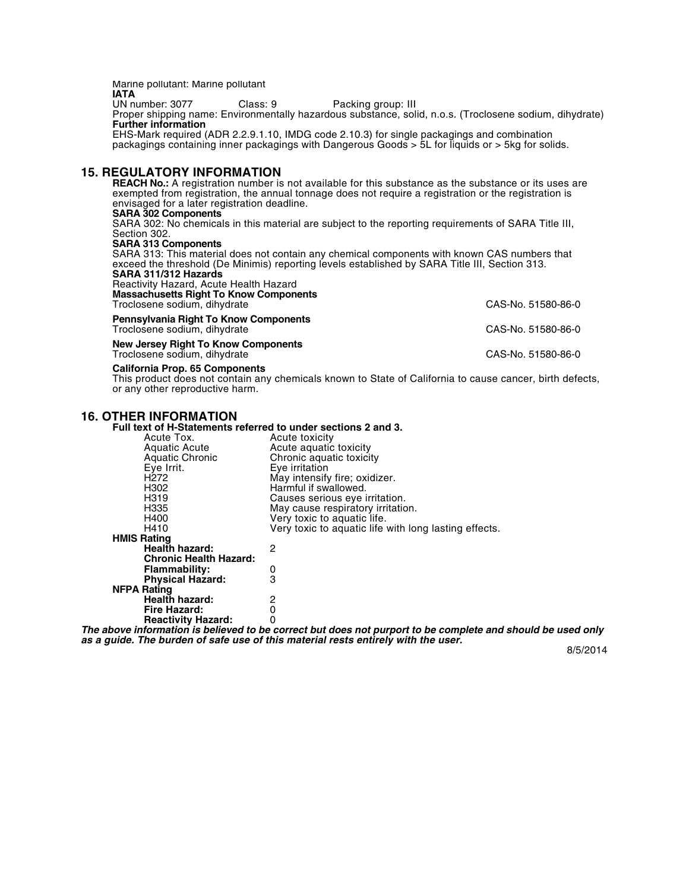Marine pollutant: Marine pollutant

**IATA**

UN number: 3077 Class: 9 Packing group: III

Proper shipping name: Environmentally hazardous substance, solid, n.o.s. (Troclosene sodium, dihydrate)

**Further information**

EHS-Mark required (ADR 2.2.9.1.10, IMDG code 2.10.3) for single packagings and combination packagings containing inner packagings with Dangerous Goods > 5L for liquids or > 5kg for solids.

## 15. REGULATORY INFORMATION

**REACH No.:** A registration number is not available for this substance as the substance or its uses are exempted from registration, the annual tonnage does not require a registration or the registration is envisaged for a later registration deadline.

**SARA 302 Components**

SARA 302: No chemicals in this material are subject to the reporting requirements of SARA Title III, Section 302.

**SARA 313 Components**

SARA 313: This material does not contain any chemical components with known CAS numbers that exceed the threshold (De Minimis) reporting levels established by SARA Title III, Section 313.

**SARA 311/312 Hazards**

Reactivity Hazard, Acute Health Hazard

**Massachusetts Right To Know Components**

Troclosene sodium, dihydrate CAS-No. 51580-86-0

**Pennsylvania Right To Know Components**

Troclosene sodium, dihydrate CAS-No. 51580-86-0

**New Jersey Right To Know Components**

Troclosene sodium, dihydrate CAS-No. 51580-86-0

**California Prop. 65 Components**

This product does not contain any chemicals known to State of California to cause cancer, birth defects, or any other reproductive harm.

## 16. OTHER INFORMATION

**Full text of H-Statements referred to under sections 2 and 3.**

| | |
|---|---|
| Acute Tox. | Acute toxicity |
| Aquatic Acute | Acute aquatic toxicity |
| Aquatic Chronic | Chronic aquatic toxicity |
| Eye Irrit. | Eye irritation |
| H272 | May intensify fire; oxidizer. |
| H302 | Harmful if swallowed. |
| H319 | Causes serious eye irritation. |
| H335 | May cause respiratory irritation. |
| H400 | Very toxic to aquatic life. |
| H410 | Very toxic to aquatic life with long lasting effects. |

**HMIS Rating**

| | |
|---|---|
| **Health hazard:** | 2 |
| **Chronic Health Hazard:** | |
| **Flammability:** | 0 |
| **Physical Hazard:** | 3 |

**NFPA Rating**

| | |
|---|---|
| **Health hazard:** | 2 |
| **Fire Hazard:** | 0 |
| **Reactivity Hazard:** | 0 |

***The above information is believed to be correct but does not purport to be complete and should be used only as a guide. The burden of safe use of this material rests entirely with the user.***

8/5/2014